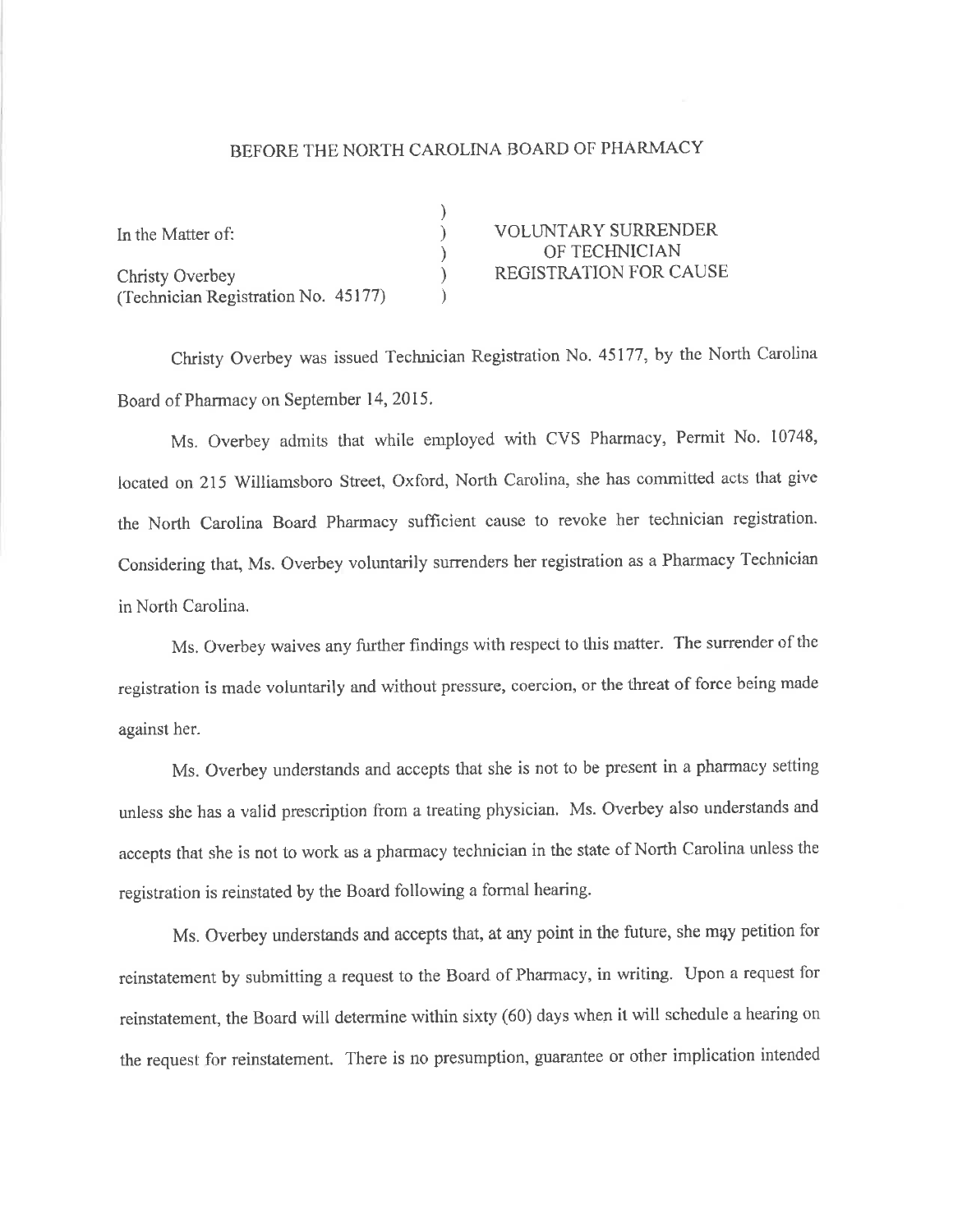BEFORE THE NORTH CAROLINA BOARD OF PHARMACY

| | | |
|---|---|---|
| In the Matter of: | ) | VOLUNTARY SURRENDER |
| | ) | OF TECHNICIAN |
| Christy Overbey | ) | REGISTRATION FOR CAUSE |
| (Technician Registration No. 45177) | ) | |

Christy Overbey was issued Technician Registration No. 45177, by the North Carolina Board of Pharmacy on September 14, 2015.

Ms. Overbey admits that while employed with CVS Pharmacy, Permit No. 10748, located on 215 Williamsboro Street, Oxford, North Carolina, she has committed acts that give the North Carolina Board Pharmacy sufficient cause to revoke her technician registration. Considering that, Ms. Overbey voluntarily surrenders her registration as a Pharmacy Technician in North Carolina.

Ms. Overbey waives any further findings with respect to this matter. The surrender of the registration is made voluntarily and without pressure, coercion, or the threat of force being made against her.

Ms. Overbey understands and accepts that she is not to be present in a pharmacy setting unless she has a valid prescription from a treating physician. Ms. Overbey also understands and accepts that she is not to work as a pharmacy technician in the state of North Carolina unless the registration is reinstated by the Board following a formal hearing.

Ms. Overbey understands and accepts that, at any point in the future, she may petition for reinstatement by submitting a request to the Board of Pharmacy, in writing. Upon a request for reinstatement, the Board will determine within sixty (60) days when it will schedule a hearing on the request for reinstatement. There is no presumption, guarantee or other implication intended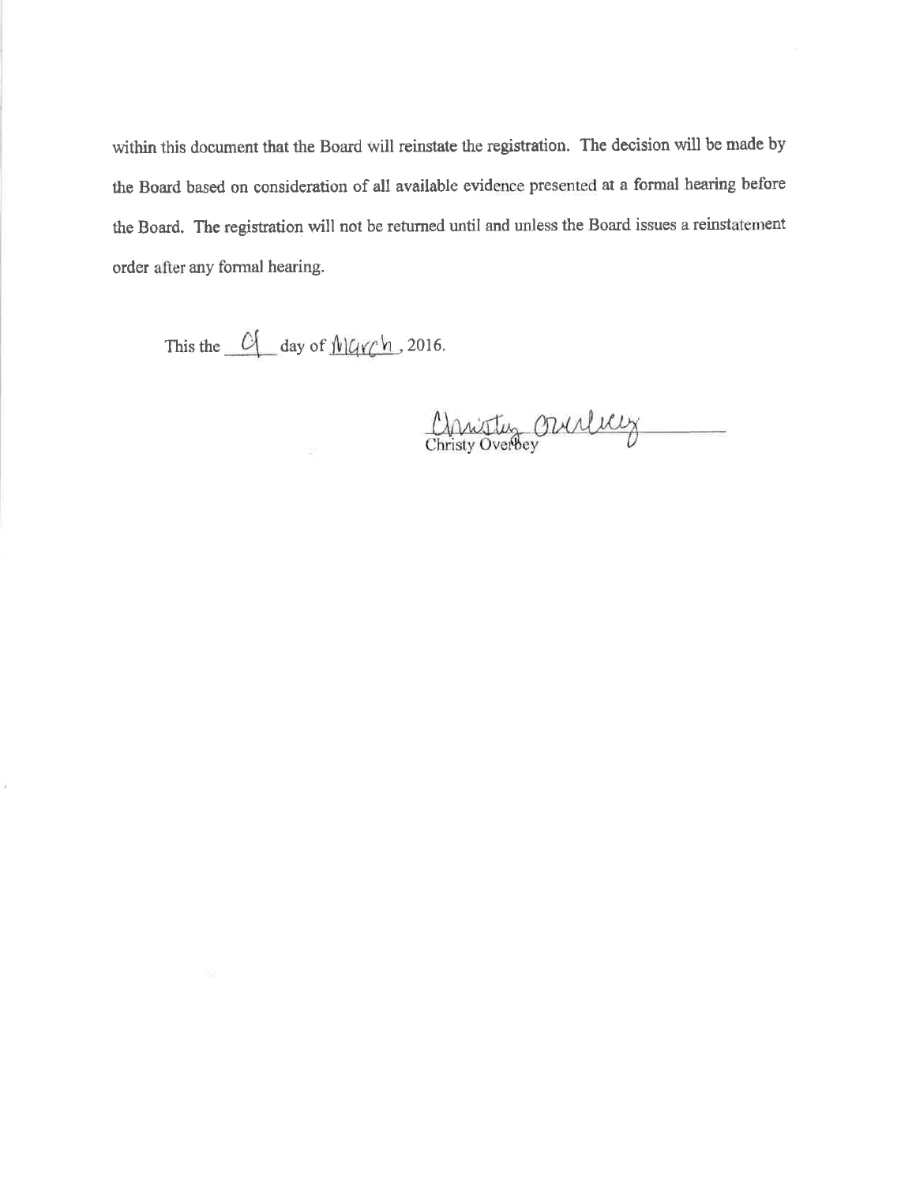within this document that the Board will reinstate the registration. The decision will be made by the Board based on consideration of all available evidence presented at a formal hearing before the Board. The registration will not be returned until and unless the Board issues a reinstatement order after any formal hearing.

This the 9 day of March, 2016.

Christy Overbey

Christy Overbey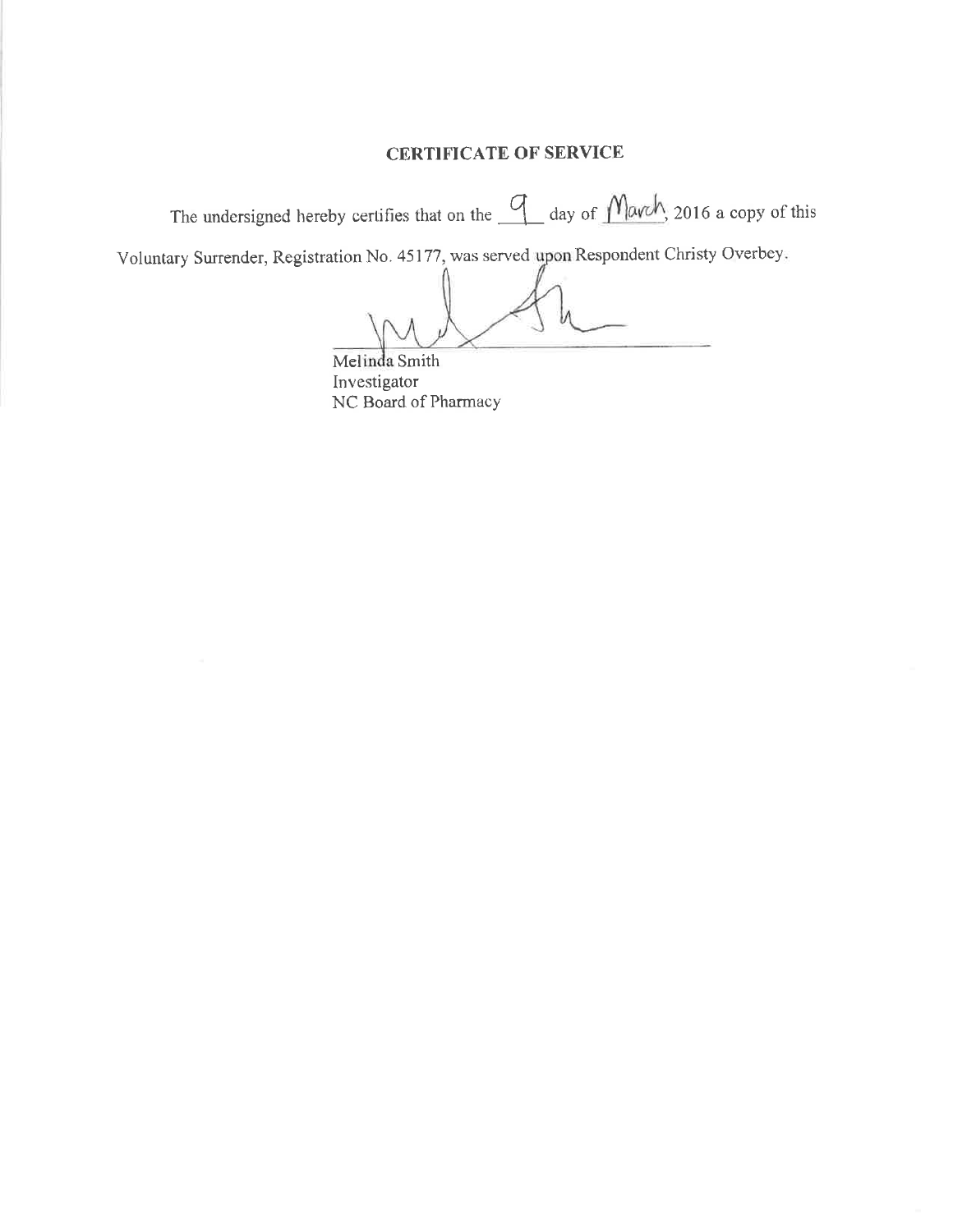## CERTIFICATE OF SERVICE

The undersigned hereby certifies that on the 9 day of March, 2016 a copy of this Voluntary Surrender, Registration No. 45177, was served upon Respondent Christy Overbey.

Melinda Smith
Investigator
NC Board of Pharmacy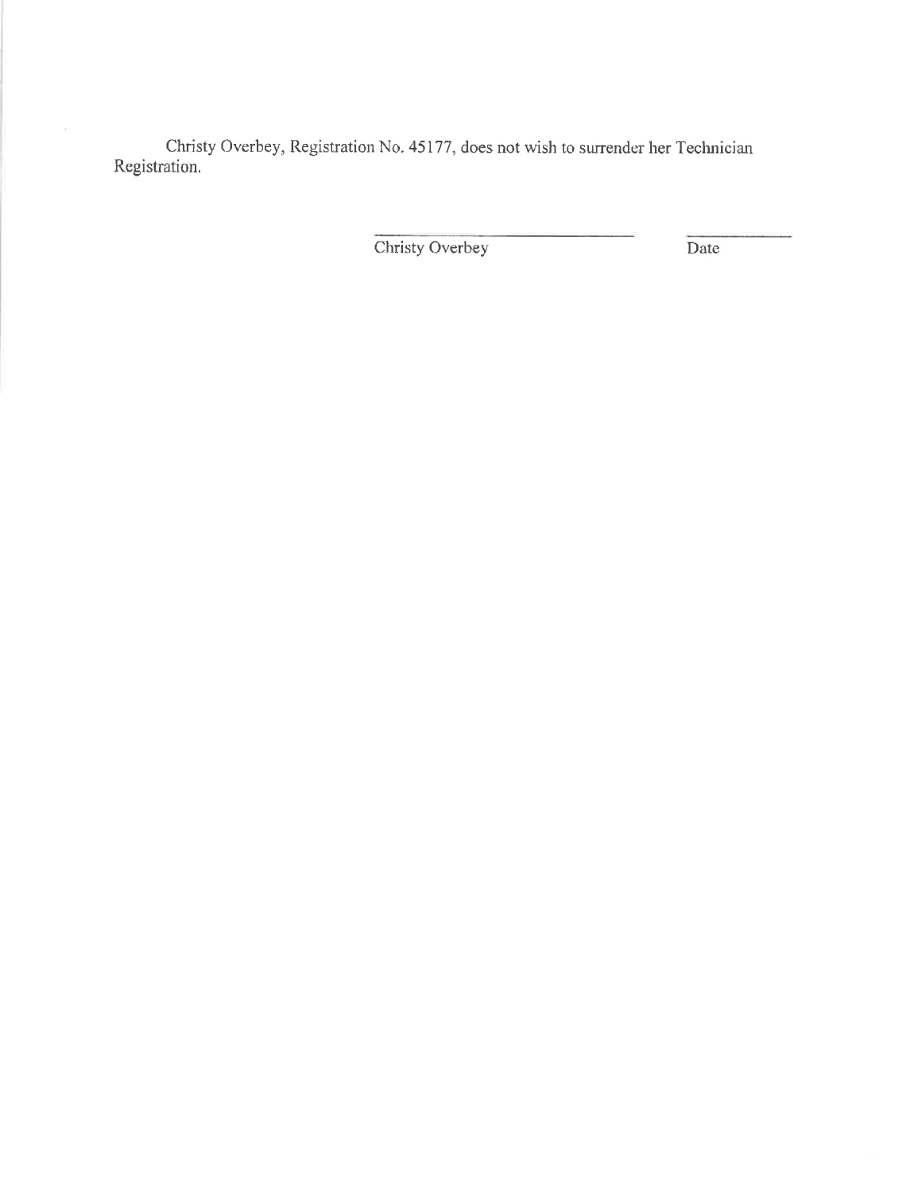Christy Overbey, Registration No. 45177, does not wish to surrender her Technician Registration.

\_\_\_\_\_\_\_\_\_\_\_\_\_\_\_\_\_\_\_\_\_\_\_\_\_\_\_\_ \_\_\_\_\_\_\_\_\_\_\_\_
Christy Overbey Date